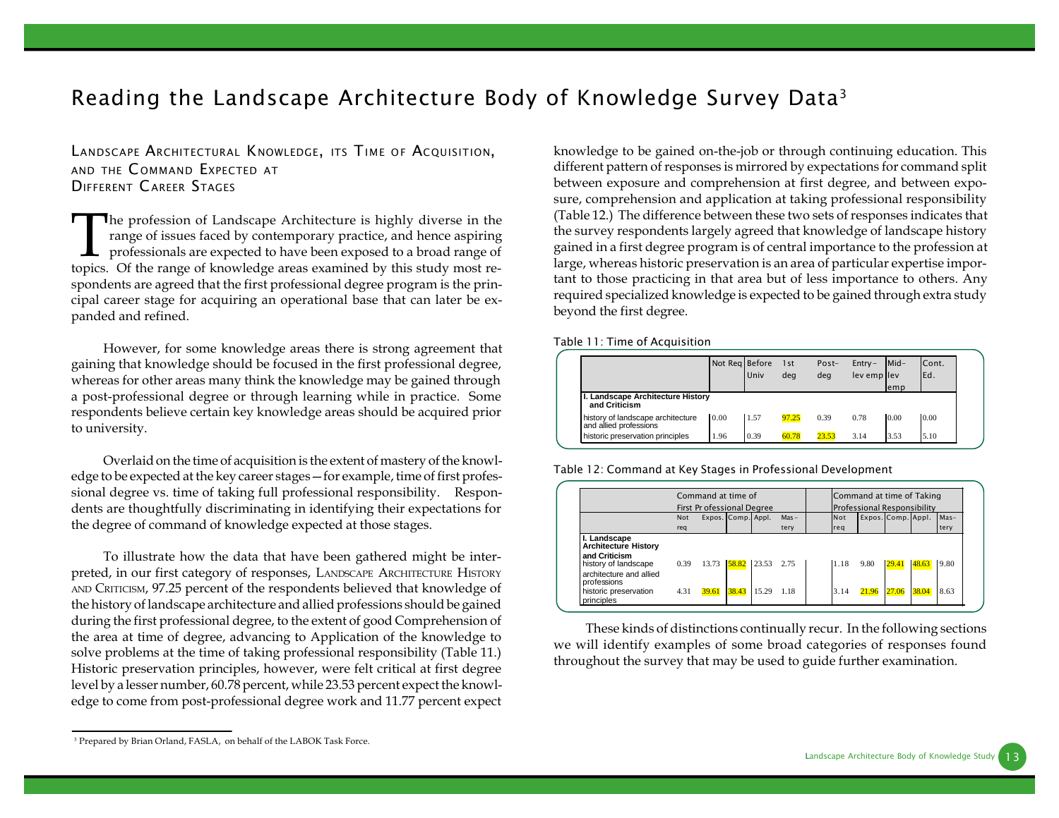# Reading the Landscape Architecture Body of Knowledge Survey Data[3]

## Landscape Architectural Knowledge, its Time of Acquisition, and the Command Expected at Different Career Stages

The profession of Landscape Architecture is highly diverse in the range of issues faced by contemporary practice, and hence aspiring professionals are expected to have been exposed to a broad range of topics. Of the range of knowledge areas examined by this study most respondents are agreed that the first professional degree program is the principal career stage for acquiring an operational base that can later be expanded and refined.

However, for some knowledge areas there is strong agreement that gaining that knowledge should be focused in the first professional degree, whereas for other areas many think the knowledge may be gained through a post-professional degree or through learning while in practice. Some respondents believe certain key knowledge areas should be acquired prior to university.

Overlaid on the time of acquisition is the extent of mastery of the knowledge to be expected at the key career stages—for example, time of first professional degree vs. time of taking full professional responsibility. Respondents are thoughtfully discriminating in identifying their expectations for the degree of command of knowledge expected at those stages.

To illustrate how the data that have been gathered might be interpreted, in our first category of responses, Landscape Architecture History and Criticism, 97.25 percent of the respondents believed that knowledge of the history of landscape architecture and allied professions should be gained during the first professional degree, to the extent of good Comprehension of the area at time of degree, advancing to Application of the knowledge to solve problems at the time of taking professional responsibility (Table 11.) Historic preservation principles, however, were felt critical at first degree level by a lesser number, 60.78 percent, while 23.53 percent expect the knowledge to come from post-professional degree work and 11.77 percent expect knowledge to be gained on-the-job or through continuing education. This different pattern of responses is mirrored by expectations for command split between exposure and comprehension at first degree, and between exposure, comprehension and application at taking professional responsibility (Table 12.) The difference between these two sets of responses indicates that the survey respondents largely agreed that knowledge of landscape history gained in a first degree program is of central importance to the profession at large, whereas historic preservation is an area of particular expertise important to those practicing in that area but of less importance to others. Any required specialized knowledge is expected to be gained through extra study beyond the first degree.

Table 11: Time of Acquisition

| | Not Req | Before Univ | 1st deg | Post-deg | Entry-lev emp | Mid-lev emp | Cont. Ed. |
|---|---|---|---|---|---|---|---|
| **I. Landscape Architecture History and Criticism** | | | | | | | |
| history of landscape architecture and allied professions | 0.00 | 1.57 | 97.25 | 0.39 | 0.78 | 0.00 | 0.00 |
| historic preservation principles | 1.96 | 0.39 | 60.78 | 23.53 | 3.14 | 3.53 | 5.10 |

Table 12: Command at Key Stages in Professional Development

| | Command at time of First Professional Degree | | | | | Command at time of Taking Professional Responsibility | | | | |
|---|---|---|---|---|---|---|---|---|---|---|
| | Not req | Expos. | Comp. | Appl. | Mastery | Not req | Expos. | Comp. | Appl. | Mastery |
| **I. Landscape Architecture History and Criticism** | | | | | | | | | | |
| history of landscape architecture and allied professions | 0.39 | 13.73 | 58.82 | 23.53 | 2.75 | 1.18 | 9.80 | 29.41 | 48.63 | 9.80 |
| historic preservation principles | 4.31 | 39.61 | 38.43 | 15.29 | 1.18 | 3.14 | 21.96 | 27.06 | 38.04 | 8.63 |

These kinds of distinctions continually recur. In the following sections we will identify examples of some broad categories of responses found throughout the survey that may be used to guide further examination.

---

[3] Prepared by Brian Orland, FASLA, on behalf of the LABOK Task Force.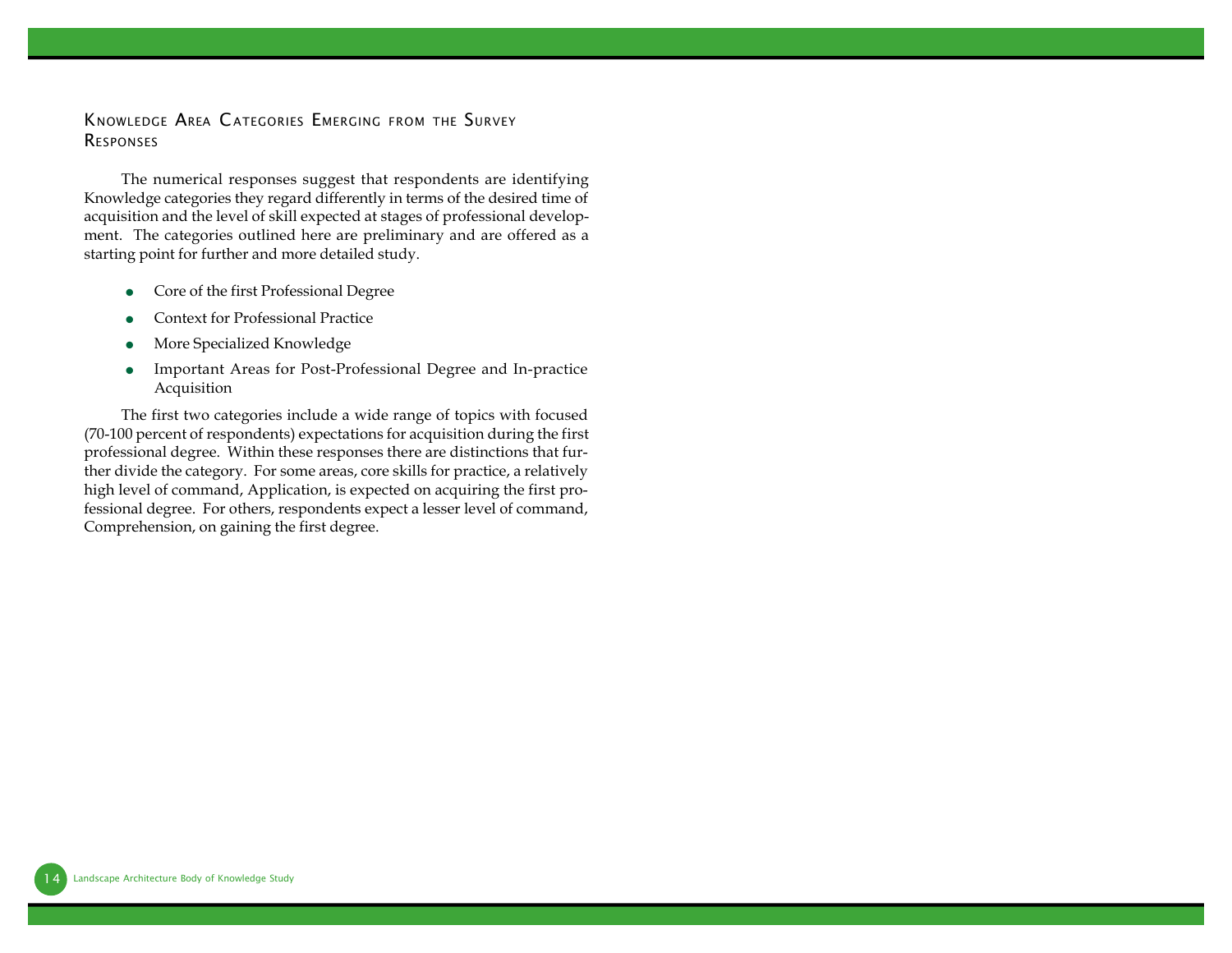## Knowledge Area Categories Emerging from the Survey Responses

The numerical responses suggest that respondents are identifying Knowledge categories they regard differently in terms of the desired time of acquisition and the level of skill expected at stages of professional development. The categories outlined here are preliminary and are offered as a starting point for further and more detailed study.

- Core of the first Professional Degree
- Context for Professional Practice
- More Specialized Knowledge
- Important Areas for Post-Professional Degree and In-practice Acquisition

The first two categories include a wide range of topics with focused (70-100 percent of respondents) expectations for acquisition during the first professional degree. Within these responses there are distinctions that further divide the category. For some areas, core skills for practice, a relatively high level of command, Application, is expected on acquiring the first professional degree. For others, respondents expect a lesser level of command, Comprehension, on gaining the first degree.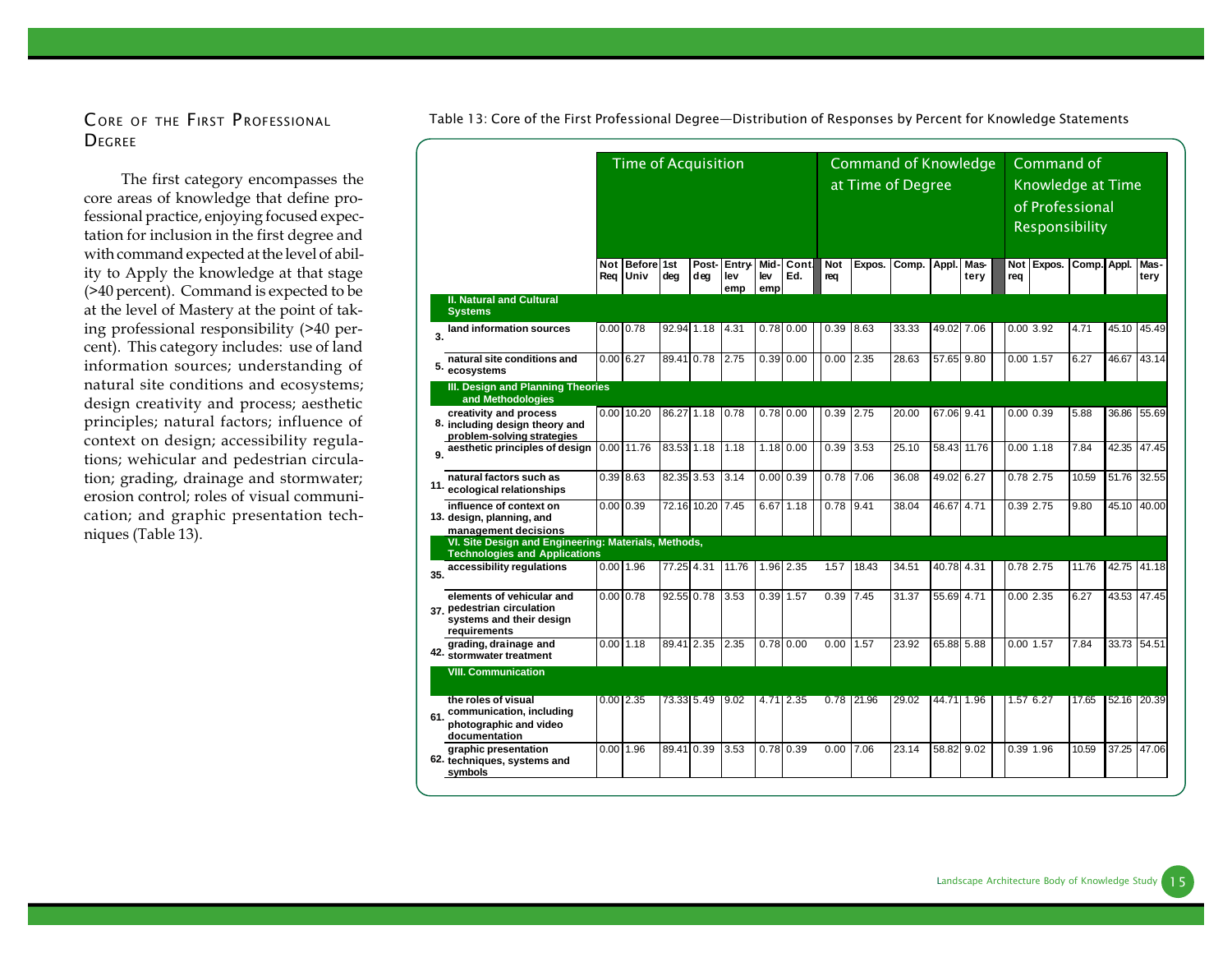## Core of the First Professional Degree

The first category encompasses the core areas of knowledge that define professional practice, enjoying focused expectation for inclusion in the first degree and with command expected at the level of ability to Apply the knowledge at that stage (>40 percent). Command is expected to be at the level of Mastery at the point of taking professional responsibility (>40 percent). This category includes: use of land information sources; understanding of natural site conditions and ecosystems; design creativity and process; aesthetic principles; natural factors; influence of context on design; accessibility regulations; wehicular and pedestrian circulation; grading, drainage and stormwater; erosion control; roles of visual communication; and graphic presentation techniques (Table 13).

Table 13: Core of the First Professional Degree—Distribution of Responses by Percent for Knowledge Statements

| | | Time of Acquisition | | | | | | | Command of Knowledge at Time of Degree | | | | | Command of Knowledge at Time of Professional Responsibility | | | | |
|---|---|---|---|---|---|---|---|---|---|---|---|---|---|---|---|---|---|---|
| | | Not Req | Before Univ | 1st deg | Post-deg | Entry-lev emp | Mid-lev emp | Cont. Ed. | Not req | Expos. | Comp. | Appl. | Mastery | Not req | Expos. | Comp. | Appl. | Mastery |
| | **II. Natural and Cultural Systems** | | | | | | | | | | | | | | | | | |
| 3. | land information sources | 0.00 | 0.78 | 92.94 | 1.18 | 4.31 | 0.78 | 0.00 | 0.39 | 8.63 | 33.33 | 49.02 | 7.06 | 0.00 | 3.92 | 4.71 | 45.10 | 45.49 |
| 5. | natural site conditions and ecosystems | 0.00 | 6.27 | 89.41 | 0.78 | 2.75 | 0.39 | 0.00 | 0.00 | 2.35 | 28.63 | 57.65 | 9.80 | 0.00 | 1.57 | 6.27 | 46.67 | 43.14 |
| | **III. Design and Planning Theories and Methodologies** | | | | | | | | | | | | | | | | | |
| 8. | creativity and process including design theory and problem-solving strategies | 0.00 | 10.20 | 86.27 | 1.18 | 0.78 | 0.78 | 0.00 | 0.39 | 2.75 | 20.00 | 67.06 | 9.41 | 0.00 | 0.39 | 5.88 | 36.86 | 55.69 |
| 9. | aesthetic principles of design | 0.00 | 11.76 | 83.53 | 1.18 | 1.18 | 1.18 | 0.00 | 0.39 | 3.53 | 25.10 | 58.43 | 11.76 | 0.00 | 1.18 | 7.84 | 42.35 | 47.45 |
| 11. | natural factors such as ecological relationships | 0.39 | 8.63 | 82.35 | 3.53 | 3.14 | 0.00 | 0.39 | 0.78 | 7.06 | 36.08 | 49.02 | 6.27 | 0.78 | 2.75 | 10.59 | 51.76 | 32.55 |
| 13. | influence of context on design, planning, and management decisions | 0.00 | 0.39 | 72.16 | 10.20 | 7.45 | 6.67 | 1.18 | 0.78 | 9.41 | 38.04 | 46.67 | 4.71 | 0.39 | 2.75 | 9.80 | 45.10 | 40.00 |
| | **VI. Site Design and Engineering: Materials, Methods, Technologies and Applications** | | | | | | | | | | | | | | | | | |
| 35. | accessibility regulations | 0.00 | 1.96 | 77.25 | 4.31 | 11.76 | 1.96 | 2.35 | 1.57 | 18.43 | 34.51 | 40.78 | 4.31 | 0.78 | 2.75 | 11.76 | 42.75 | 41.18 |
| 37. | elements of vehicular and pedestrian circulation systems and their design requirements | 0.00 | 0.78 | 92.55 | 0.78 | 3.53 | 0.39 | 1.57 | 0.39 | 7.45 | 31.37 | 55.69 | 4.71 | 0.00 | 2.35 | 6.27 | 43.53 | 47.45 |
| 42. | grading, drainage and stormwater treatment | 0.00 | 1.18 | 89.41 | 2.35 | 2.35 | 0.78 | 0.00 | 0.00 | 1.57 | 23.92 | 65.88 | 5.88 | 0.00 | 1.57 | 7.84 | 33.73 | 54.51 |
| | **VIII. Communication** | | | | | | | | | | | | | | | | | |
| 61. | the roles of visual communication, including photographic and video documentation | 0.00 | 2.35 | 73.33 | 5.49 | 9.02 | 4.71 | 2.35 | 0.78 | 21.96 | 29.02 | 44.71 | 1.96 | 1.57 | 6.27 | 17.65 | 52.16 | 20.39 |
| 62. | graphic presentation techniques, systems and symbols | 0.00 | 1.96 | 89.41 | 0.39 | 3.53 | 0.78 | 0.39 | 0.00 | 7.06 | 23.14 | 58.82 | 9.02 | 0.39 | 1.96 | 10.59 | 37.25 | 47.06 |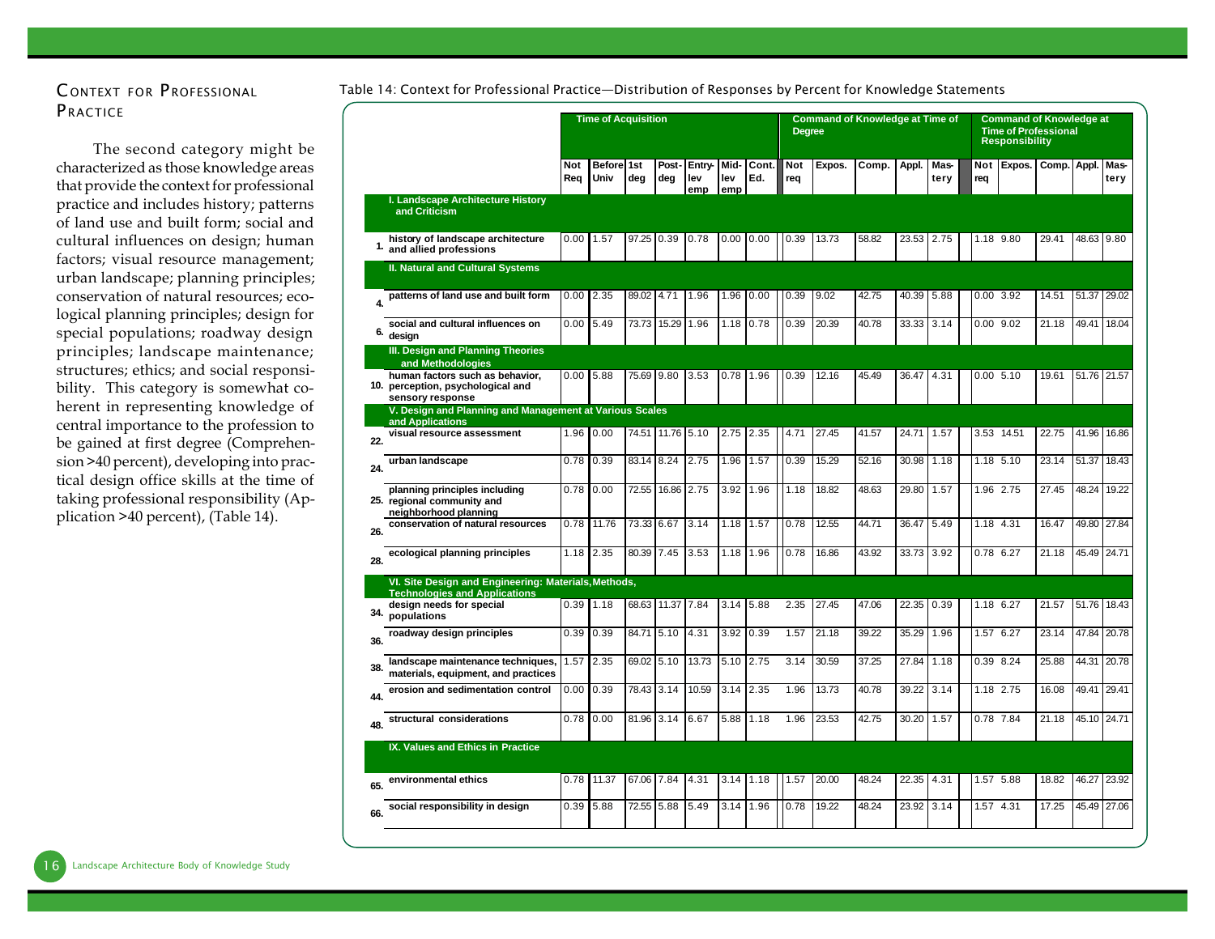## Context for Professional Practice

The second category might be characterized as those knowledge areas that provide the context for professional practice and includes history; patterns of land use and built form; social and cultural influences on design; human factors; visual resource management; urban landscape; planning principles; conservation of natural resources; ecological planning principles; design for special populations; roadway design principles; landscape maintenance; structures; ethics; and social responsibility. This category is somewhat coherent in representing knowledge of central importance to the profession to be gained at first degree (Comprehension >40 percent), developing into practical design office skills at the time of taking professional responsibility (Application >40 percent), (Table 14).

Table 14: Context for Professional Practice—Distribution of Responses by Percent for Knowledge Statements

| | | Time of Acquisition | | | | | | | Command of Knowledge at Time of Degree | | | | | Command of Knowledge at Time of Professional Responsibility | | | | |
|---|---|---|---|---|---|---|---|---|---|---|---|---|---|---|---|---|---|---|
| | | Not Req | Before Univ | 1st deg | Post-deg | Entry-lev emp | Mid-lev emp | Cont. Ed. | Not req | Expos. | Comp. | Appl. | Mastery | Not req | Expos. | Comp. | Appl. | Mastery |
| | **I. Landscape Architecture History and Criticism** | | | | | | | | | | | | | | | | | |
| 1. | history of landscape architecture and allied professions | 0.00 | 1.57 | 97.25 | 0.39 | 0.78 | 0.00 | 0.00 | 0.39 | 13.73 | 58.82 | 23.53 | 2.75 | 1.18 | 9.80 | 29.41 | 48.63 | 9.80 |
| | **II. Natural and Cultural Systems** | | | | | | | | | | | | | | | | | |
| 4. | patterns of land use and built form | 0.00 | 2.35 | 89.02 | 4.71 | 1.96 | 1.96 | 0.00 | 0.39 | 9.02 | 42.75 | 40.39 | 5.88 | 0.00 | 3.92 | 14.51 | 51.37 | 29.02 |
| 6. | social and cultural influences on design | 0.00 | 5.49 | 73.73 | 15.29 | 1.96 | 1.18 | 0.78 | 0.39 | 20.39 | 40.78 | 33.33 | 3.14 | 0.00 | 9.02 | 21.18 | 49.41 | 18.04 |
| | **III. Design and Planning Theories and Methodologies** | | | | | | | | | | | | | | | | | |
| 10. | human factors such as behavior, perception, psychological and sensory response | 0.00 | 5.88 | 75.69 | 9.80 | 3.53 | 0.78 | 1.96 | 0.39 | 12.16 | 45.49 | 36.47 | 4.31 | 0.00 | 5.10 | 19.61 | 51.76 | 21.57 |
| | **V. Design and Planning and Management at Various Scales and Applications** | | | | | | | | | | | | | | | | | |
| 22. | visual resource assessment | 1.96 | 0.00 | 74.51 | 11.76 | 5.10 | 2.75 | 2.35 | 4.71 | 27.45 | 41.57 | 24.71 | 1.57 | 3.53 | 14.51 | 22.75 | 41.96 | 16.86 |
| 24. | urban landscape | 0.78 | 0.39 | 83.14 | 8.24 | 2.75 | 1.96 | 1.57 | 0.39 | 15.29 | 52.16 | 30.98 | 1.18 | 1.18 | 5.10 | 23.14 | 51.37 | 18.43 |
| 25. | planning principles including regional community and neighborhood planning | 0.78 | 0.00 | 72.55 | 16.86 | 2.75 | 3.92 | 1.96 | 1.18 | 18.82 | 48.63 | 29.80 | 1.57 | 1.96 | 2.75 | 27.45 | 48.24 | 19.22 |
| 26. | conservation of natural resources | 0.78 | 11.76 | 73.33 | 6.67 | 3.14 | 1.18 | 1.57 | 0.78 | 12.55 | 44.71 | 36.47 | 5.49 | 1.18 | 4.31 | 16.47 | 49.80 | 27.84 |
| 28. | ecological planning principles | 1.18 | 2.35 | 80.39 | 7.45 | 3.53 | 1.18 | 1.96 | 0.78 | 16.86 | 43.92 | 33.73 | 3.92 | 0.78 | 6.27 | 21.18 | 45.49 | 24.71 |
| | **VI. Site Design and Engineering: Materials, Methods, Technologies and Applications** | | | | | | | | | | | | | | | | | |
| 34. | design needs for special populations | 0.39 | 1.18 | 68.63 | 11.37 | 7.84 | 3.14 | 5.88 | 2.35 | 27.45 | 47.06 | 22.35 | 0.39 | 1.18 | 6.27 | 21.57 | 51.76 | 18.43 |
| 36. | roadway design principles | 0.39 | 0.39 | 84.71 | 5.10 | 4.31 | 3.92 | 0.39 | 1.57 | 21.18 | 39.22 | 35.29 | 1.96 | 1.57 | 6.27 | 23.14 | 47.84 | 20.78 |
| 38. | landscape maintenance techniques, materials, equipment, and practices | 1.57 | 2.35 | 69.02 | 5.10 | 13.73 | 5.10 | 2.75 | 3.14 | 30.59 | 37.25 | 27.84 | 1.18 | 0.39 | 8.24 | 25.88 | 44.31 | 20.78 |
| 44. | erosion and sedimentation control | 0.00 | 0.39 | 78.43 | 3.14 | 10.59 | 3.14 | 2.35 | 1.96 | 13.73 | 40.78 | 39.22 | 3.14 | 1.18 | 2.75 | 16.08 | 49.41 | 29.41 |
| 48. | structural considerations | 0.78 | 0.00 | 81.96 | 3.14 | 6.67 | 5.88 | 1.18 | 1.96 | 23.53 | 42.75 | 30.20 | 1.57 | 0.78 | 7.84 | 21.18 | 45.10 | 24.71 |
| | **IX. Values and Ethics in Practice** | | | | | | | | | | | | | | | | | |
| 65. | environmental ethics | 0.78 | 11.37 | 67.06 | 7.84 | 4.31 | 3.14 | 1.18 | 1.57 | 20.00 | 48.24 | 22.35 | 4.31 | 1.57 | 5.88 | 18.82 | 46.27 | 23.92 |
| 66. | social responsibility in design | 0.39 | 5.88 | 72.55 | 5.88 | 5.49 | 3.14 | 1.96 | 0.78 | 19.22 | 48.24 | 23.92 | 3.14 | 1.57 | 4.31 | 17.25 | 45.49 | 27.06 |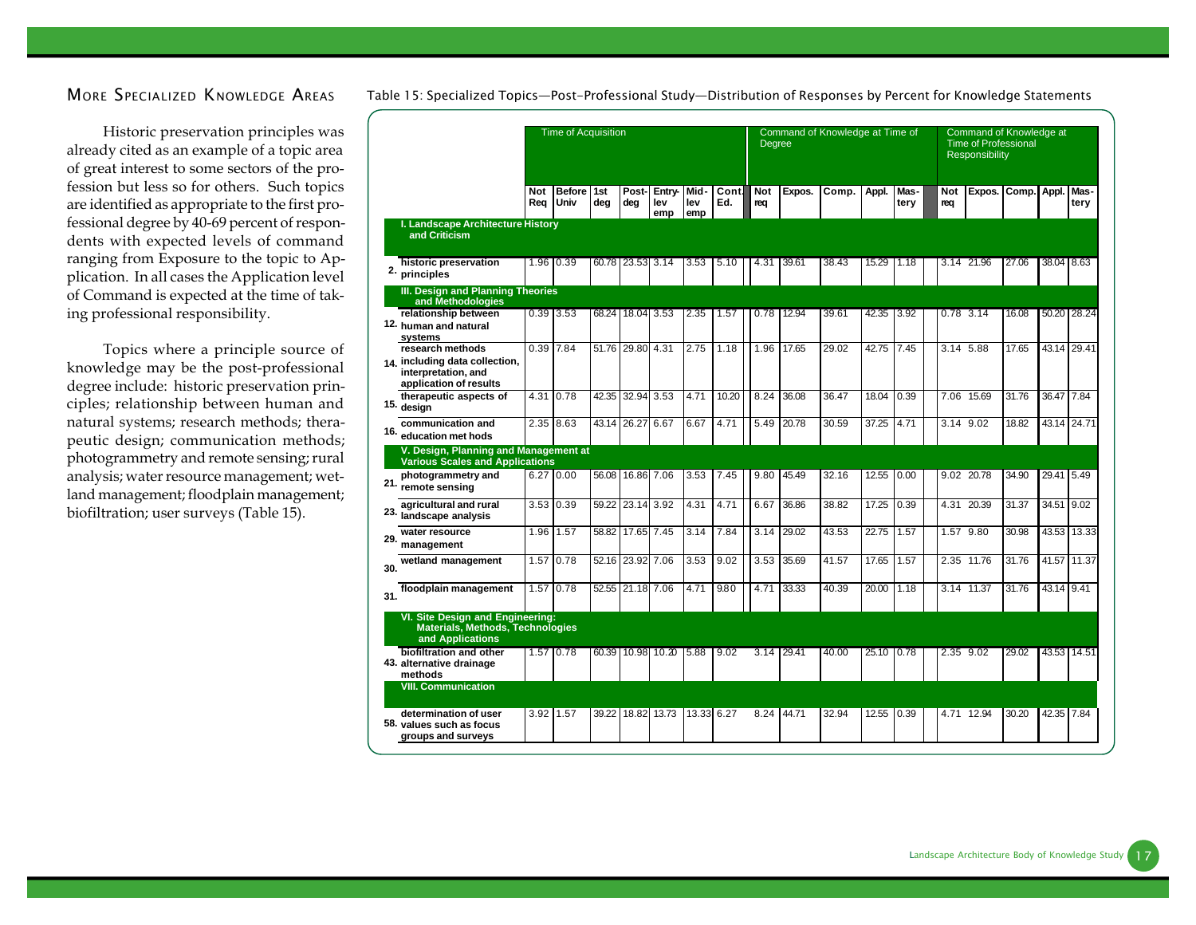## More Specialized Knowledge Areas

Historic preservation principles was already cited as an example of a topic area of great interest to some sectors of the profession but less so for others. Such topics are identified as appropriate to the first professional degree by 40-69 percent of respondents with expected levels of command ranging from Exposure to the topic to Application. In all cases the Application level of Command is expected at the time of taking professional responsibility.

Topics where a principle source of knowledge may be the post-professional degree include: historic preservation principles; relationship between human and natural systems; research methods; therapeutic design; communication methods; photogrammetry and remote sensing; rural analysis; water resource management; wetland management; floodplain management; biofiltration; user surveys (Table 15).

Table 15: Specialized Topics—Post-Professional Study—Distribution of Responses by Percent for Knowledge Statements

| | | Time of Acquisition | | | | | | | Command of Knowledge at Time of Degree | | | | | Command of Knowledge at Time of Professional Responsibility | | | | |
|---|---|---|---|---|---|---|---|---|---|---|---|---|---|---|---|---|---|---|
| | | Not Req | Before Univ | 1st deg | Post-deg | Entry-lev emp | Mid-lev emp | Cont. Ed. | Not req | Expos. | Comp. | Appl. | Mas-tery | Not req | Expos. | Comp. | Appl. | Mas-tery |
| | **I. Landscape Architecture History and Criticism** | | | | | | | | | | | | | | | | | |
| 2. | historic preservation principles | 1.96 | 0.39 | 60.78 | 23.53 | 3.14 | 3.53 | 5.10 | 4.31 | 39.61 | 38.43 | 15.29 | 1.18 | 3.14 | 21.96 | 27.06 | 38.04 | 8.63 |
| | **III. Design and Planning Theories and Methodologies** | | | | | | | | | | | | | | | | | |
| 12. | relationship between human and natural systems | 0.39 | 3.53 | 68.24 | 18.04 | 3.53 | 2.35 | 1.57 | 0.78 | 12.94 | 39.61 | 42.35 | 3.92 | 0.78 | 3.14 | 16.08 | 50.20 | 28.24 |
| 14. | research methods including data collection, interpretation, and application of results | 0.39 | 7.84 | 51.76 | 29.80 | 4.31 | 2.75 | 1.18 | 1.96 | 17.65 | 29.02 | 42.75 | 7.45 | 3.14 | 5.88 | 17.65 | 43.14 | 29.41 |
| 15. | therapeutic aspects of design | 4.31 | 0.78 | 42.35 | 32.94 | 3.53 | 4.71 | 10.20 | 8.24 | 36.08 | 36.47 | 18.04 | 0.39 | 7.06 | 15.69 | 31.76 | 36.47 | 7.84 |
| 16. | communication and education met hods | 2.35 | 8.63 | 43.14 | 26.27 | 6.67 | 6.67 | 4.71 | 5.49 | 20.78 | 30.59 | 37.25 | 4.71 | 3.14 | 9.02 | 18.82 | 43.14 | 24.71 |
| | **V. Design, Planning and Management at Various Scales and Applications** | | | | | | | | | | | | | | | | | |
| 21. | photogrammetry and remote sensing | 6.27 | 0.00 | 56.08 | 16.86 | 7.06 | 3.53 | 7.45 | 9.80 | 45.49 | 32.16 | 12.55 | 0.00 | 9.02 | 20.78 | 34.90 | 29.41 | 5.49 |
| 23. | agricultural and rural landscape analysis | 3.53 | 0.39 | 59.22 | 23.14 | 3.92 | 4.31 | 4.71 | 6.67 | 36.86 | 38.82 | 17.25 | 0.39 | 4.31 | 20.39 | 31.37 | 34.51 | 9.02 |
| 29. | water resource management | 1.96 | 1.57 | 58.82 | 17.65 | 7.45 | 3.14 | 7.84 | 3.14 | 29.02 | 43.53 | 22.75 | 1.57 | 1.57 | 9.80 | 30.98 | 43.53 | 13.33 |
| 30. | wetland management | 1.57 | 0.78 | 52.16 | 23.92 | 7.06 | 3.53 | 9.02 | 3.53 | 35.69 | 41.57 | 17.65 | 1.57 | 2.35 | 11.76 | 31.76 | 41.57 | 11.37 |
| 31. | floodplain management | 1.57 | 0.78 | 52.55 | 21.18 | 7.06 | 4.71 | 9.80 | 4.71 | 33.33 | 40.39 | 20.00 | 1.18 | 3.14 | 11.37 | 31.76 | 43.14 | 9.41 |
| | **VI. Site Design and Engineering: Materials, Methods, Technologies and Applications** | | | | | | | | | | | | | | | | | |
| 43. | biofiltration and other alternative drainage methods | 1.57 | 0.78 | 60.39 | 10.98 | 10.20 | 5.88 | 9.02 | 3.14 | 29.41 | 40.00 | 25.10 | 0.78 | 2.35 | 9.02 | 29.02 | 43.53 | 14.51 |
| | **VIII. Communication** | | | | | | | | | | | | | | | | | |
| 58. | determination of user values such as focus groups and surveys | 3.92 | 1.57 | 39.22 | 18.82 | 13.73 | 13.33 | 6.27 | 8.24 | 44.71 | 32.94 | 12.55 | 0.39 | 4.71 | 12.94 | 30.20 | 42.35 | 7.84 |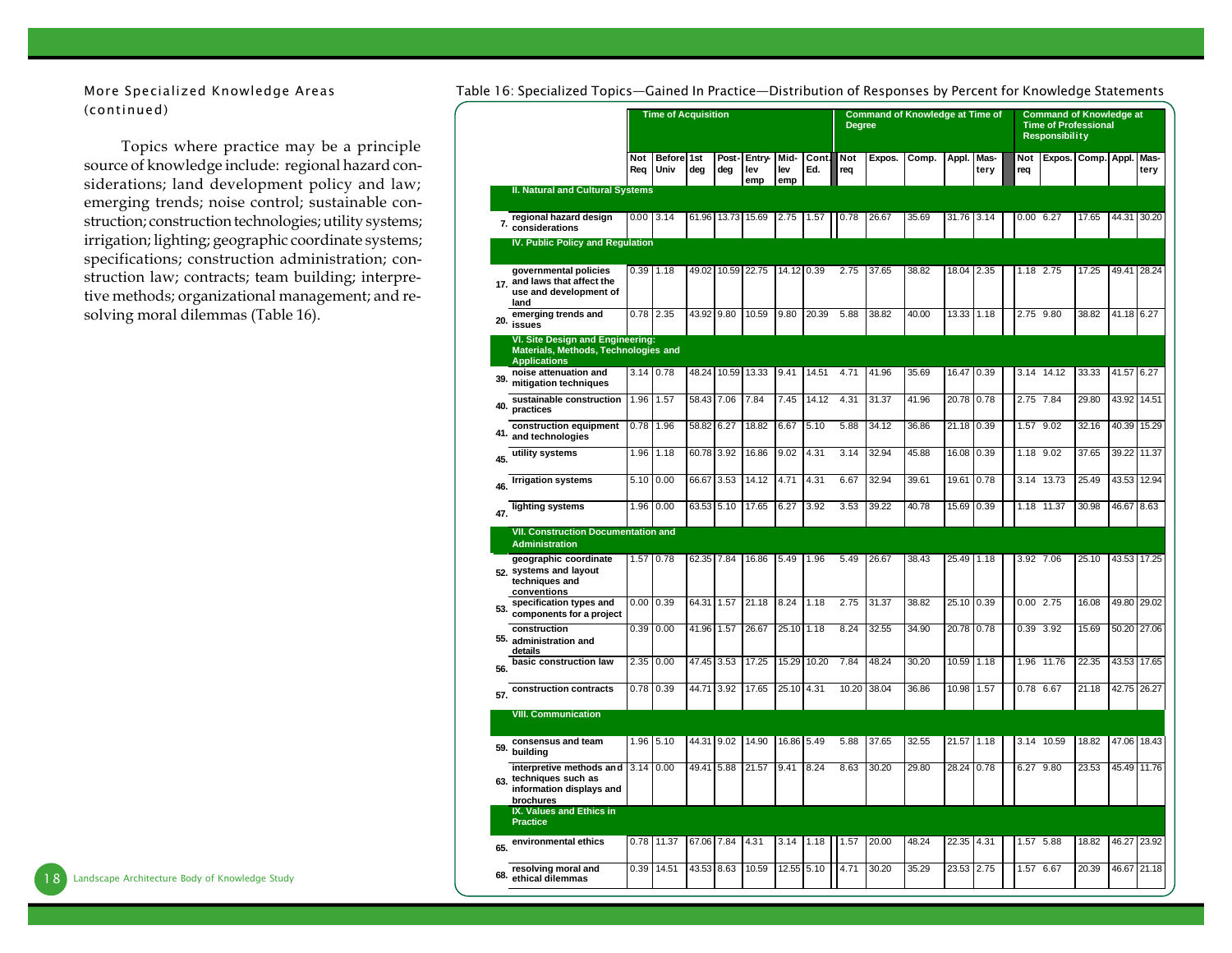## More Specialized Knowledge Areas (continued)

Topics where practice may be a principle source of knowledge include: regional hazard considerations; land development policy and law; emerging trends; noise control; sustainable construction; construction technologies; utility systems; irrigation; lighting; geographic coordinate systems; specifications; construction administration; construction law; contracts; team building; interpretive methods; organizational management; and resolving moral dilemmas (Table 16).

Table 16: Specialized Topics—Gained In Practice—Distribution of Responses by Percent for Knowledge Statements

| | | Time of Acquisition | | | | | | | Command of Knowledge at Time of Degree | | | | | Command of Knowledge at Time of Professional Responsibility | | | | |
|---|---|---|---|---|---|---|---|---|---|---|---|---|---|---|---|---|---|---|
| | | Not Req | Before Univ | 1st deg | Post-deg | Entry-lev emp | Mid-lev emp | Cont. Ed. | Not req | Expos. | Comp. | Appl. | Mas-tery | Not req | Expos. | Comp. | Appl. | Mas-tery |
| | **II. Natural and Cultural Systems** | | | | | | | | | | | | | | | | | |
| 7. | regional hazard design considerations | 0.00 | 3.14 | 61.96 | 13.73 | 15.69 | 2.75 | 1.57 | 0.78 | 26.67 | 35.69 | 31.76 | 3.14 | 0.00 | 6.27 | 17.65 | 44.31 | 30.20 |
| | **IV. Public Policy and Regulation** | | | | | | | | | | | | | | | | | |
| 17. | governmental policies and laws that affect the use and development of land | 0.39 | 1.18 | 49.02 | 10.59 | 22.75 | 14.12 | 0.39 | 2.75 | 37.65 | 38.82 | 18.04 | 2.35 | 1.18 | 2.75 | 17.25 | 49.41 | 28.24 |
| 20. | emerging trends and issues | 0.78 | 2.35 | 43.92 | 9.80 | 10.59 | 9.80 | 20.39 | 5.88 | 38.82 | 40.00 | 13.33 | 1.18 | 2.75 | 9.80 | 38.82 | 41.18 | 6.27 |
| | **VI. Site Design and Engineering: Materials, Methods, Technologies and Applications** | | | | | | | | | | | | | | | | | |
| 39. | noise attenuation and mitigation techniques | 3.14 | 0.78 | 48.24 | 10.59 | 13.33 | 9.41 | 14.51 | 4.71 | 41.96 | 35.69 | 16.47 | 0.39 | 3.14 | 14.12 | 33.33 | 41.57 | 6.27 |
| 40. | sustainable construction practices | 1.96 | 1.57 | 58.43 | 7.06 | 7.84 | 7.45 | 14.12 | 4.31 | 31.37 | 41.96 | 20.78 | 0.78 | 2.75 | 7.84 | 29.80 | 43.92 | 14.51 |
| 41. | construction equipment and technologies | 0.78 | 1.96 | 58.82 | 6.27 | 18.82 | 6.67 | 5.10 | 5.88 | 34.12 | 36.86 | 21.18 | 0.39 | 1.57 | 9.02 | 32.16 | 40.39 | 15.29 |
| 45. | utility systems | 1.96 | 1.18 | 60.78 | 3.92 | 16.86 | 9.02 | 4.31 | 3.14 | 32.94 | 45.88 | 16.08 | 0.39 | 1.18 | 9.02 | 37.65 | 39.22 | 11.37 |
| 46. | Irrigation systems | 5.10 | 0.00 | 66.67 | 3.53 | 14.12 | 4.71 | 4.31 | 6.67 | 32.94 | 39.61 | 19.61 | 0.78 | 3.14 | 13.73 | 25.49 | 43.53 | 12.94 |
| 47. | lighting systems | 1.96 | 0.00 | 63.53 | 5.10 | 17.65 | 6.27 | 3.92 | 3.53 | 39.22 | 40.78 | 15.69 | 0.39 | 1.18 | 11.37 | 30.98 | 46.67 | 8.63 |
| | **VII. Construction Documentation and Administration** | | | | | | | | | | | | | | | | | |
| 52. | geographic coordinate systems and layout techniques and conventions | 1.57 | 0.78 | 62.35 | 7.84 | 16.86 | 5.49 | 1.96 | 5.49 | 26.67 | 38.43 | 25.49 | 1.18 | 3.92 | 7.06 | 25.10 | 43.53 | 17.25 |
| 53. | specification types and components for a project | 0.00 | 0.39 | 64.31 | 1.57 | 21.18 | 8.24 | 1.18 | 2.75 | 31.37 | 38.82 | 25.10 | 0.39 | 0.00 | 2.75 | 16.08 | 49.80 | 29.02 |
| 55. | construction administration and details | 0.39 | 0.00 | 41.96 | 1.57 | 26.67 | 25.10 | 1.18 | 8.24 | 32.55 | 34.90 | 20.78 | 0.78 | 0.39 | 3.92 | 15.69 | 50.20 | 27.06 |
| 56. | basic construction law | 2.35 | 0.00 | 47.45 | 3.53 | 17.25 | 15.29 | 10.20 | 7.84 | 48.24 | 30.20 | 10.59 | 1.18 | 1.96 | 11.76 | 22.35 | 43.53 | 17.65 |
| 57. | construction contracts | 0.78 | 0.39 | 44.71 | 3.92 | 17.65 | 25.10 | 4.31 | 10.20 | 38.04 | 36.86 | 10.98 | 1.57 | 0.78 | 6.67 | 21.18 | 42.75 | 26.27 |
| | **VIII. Communication** | | | | | | | | | | | | | | | | | |
| 59. | consensus and team building | 1.96 | 5.10 | 44.31 | 9.02 | 14.90 | 16.86 | 5.49 | 5.88 | 37.65 | 32.55 | 21.57 | 1.18 | 3.14 | 10.59 | 18.82 | 47.06 | 18.43 |
| 63. | interpretive methods and techniques such as information displays and brochures | 3.14 | 0.00 | 49.41 | 5.88 | 21.57 | 9.41 | 8.24 | 8.63 | 30.20 | 29.80 | 28.24 | 0.78 | 6.27 | 9.80 | 23.53 | 45.49 | 11.76 |
| | **IX. Values and Ethics in Practice** | | | | | | | | | | | | | | | | | |
| 65. | environmental ethics | 0.78 | 11.37 | 67.06 | 7.84 | 4.31 | 3.14 | 1.18 | 1.57 | 20.00 | 48.24 | 22.35 | 4.31 | 1.57 | 5.88 | 18.82 | 46.27 | 23.92 |
| 68. | resolving moral and ethical dilemmas | 0.39 | 14.51 | 43.53 | 8.63 | 10.59 | 12.55 | 5.10 | 4.71 | 30.20 | 35.29 | 23.53 | 2.75 | 1.57 | 6.67 | 20.39 | 46.67 | 21.18 |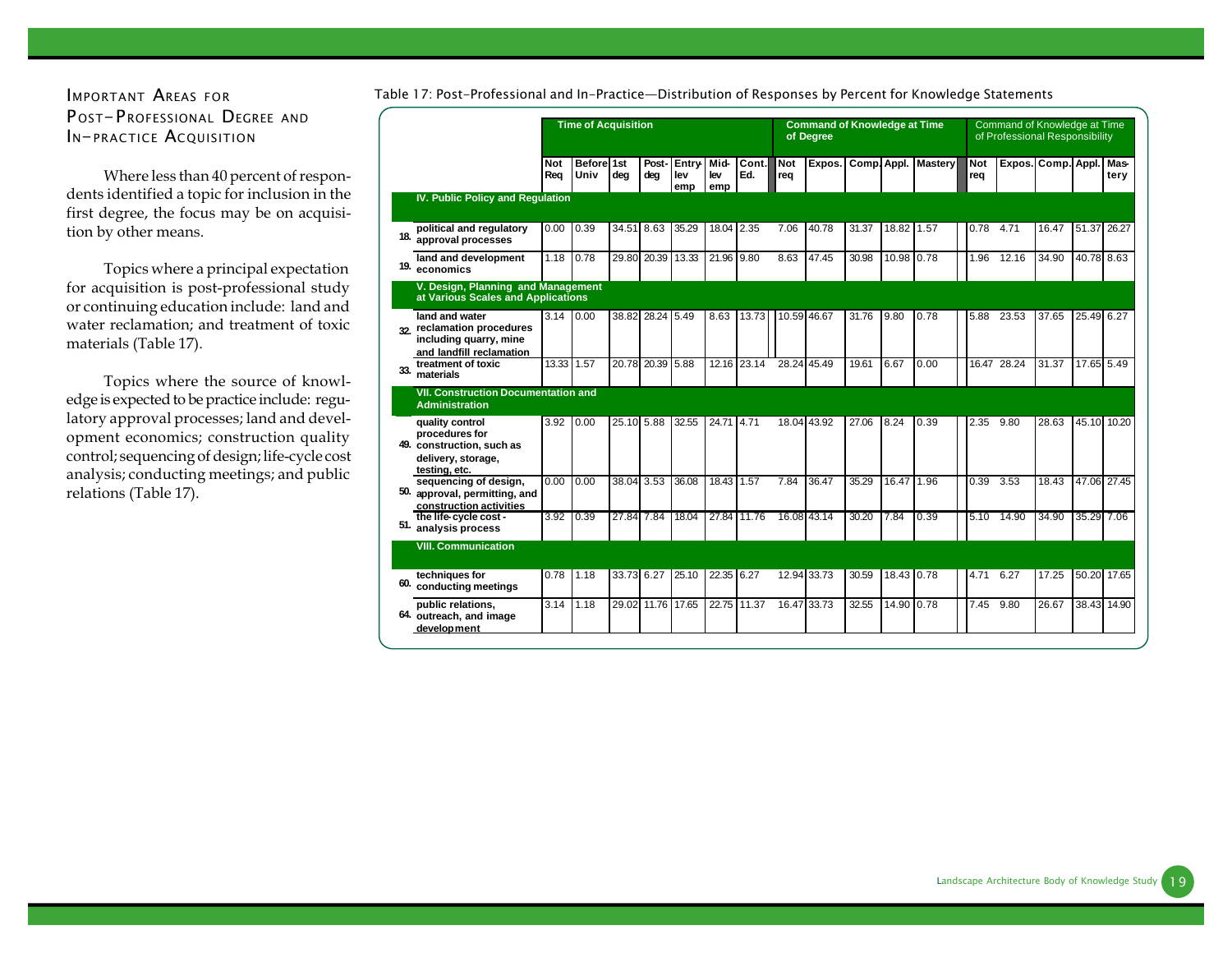## Important Areas for Post-Professional Degree and In-practice Acquisition

Where less than 40 percent of respondents identified a topic for inclusion in the first degree, the focus may be on acquisition by other means.

Topics where a principal expectation for acquisition is post-professional study or continuing education include: land and water reclamation; and treatment of toxic materials (Table 17).

Topics where the source of knowledge is expected to be practice include: regulatory approval processes; land and development economics; construction quality control; sequencing of design; life-cycle cost analysis; conducting meetings; and public relations (Table 17).

Table 17: Post-Professional and In-Practice—Distribution of Responses by Percent for Knowledge Statements

| | | Time of Acquisition | | | | | | | Command of Knowledge at Time of Degree | | | | | Command of Knowledge at Time of Professional Responsibility | | | | |
|---|---|---|---|---|---|---|---|---|---|---|---|---|---|---|---|---|---|---|
| | | Not Req | Before Univ | 1st deg | Post-deg | Entry-lev emp | Mid-lev emp | Cont. Ed. | Not req | Expos. | Comp. | Appl. | Mastery | Not req | Expos. | Comp. | Appl. | Mastery |
| | **IV. Public Policy and Regulation** | | | | | | | | | | | | | | | | | |
| 18. | political and regulatory approval processes | 0.00 | 0.39 | 34.51 | 8.63 | 35.29 | 18.04 | 2.35 | 7.06 | 40.78 | 31.37 | 18.82 | 1.57 | 0.78 | 4.71 | 16.47 | 51.37 | 26.27 |
| 19. | land and development economics | 1.18 | 0.78 | 29.80 | 20.39 | 13.33 | 21.96 | 9.80 | 8.63 | 47.45 | 30.98 | 10.98 | 0.78 | 1.96 | 12.16 | 34.90 | 40.78 | 8.63 |
| | **V. Design, Planning and Management at Various Scales and Applications** | | | | | | | | | | | | | | | | | |
| 32. | land and water reclamation procedures including quarry, mine and landfill reclamation | 3.14 | 0.00 | 38.82 | 28.24 | 5.49 | 8.63 | 13.73 | 10.59 | 46.67 | 31.76 | 9.80 | 0.78 | 5.88 | 23.53 | 37.65 | 25.49 | 6.27 |
| 33. | treatment of toxic materials | 13.33 | 1.57 | 20.78 | 20.39 | 5.88 | 12.16 | 23.14 | 28.24 | 45.49 | 19.61 | 6.67 | 0.00 | 16.47 | 28.24 | 31.37 | 17.65 | 5.49 |
| | **VII. Construction Documentation and Administration** | | | | | | | | | | | | | | | | | |
| 49. | quality control procedures for construction, such as delivery, storage, testing, etc. | 3.92 | 0.00 | 25.10 | 5.88 | 32.55 | 24.71 | 4.71 | 18.04 | 43.92 | 27.06 | 8.24 | 0.39 | 2.35 | 9.80 | 28.63 | 45.10 | 10.20 |
| 50. | sequencing of design, approval, permitting, and construction activities | 0.00 | 0.00 | 38.04 | 3.53 | 36.08 | 18.43 | 1.57 | 7.84 | 36.47 | 35.29 | 16.47 | 1.96 | 0.39 | 3.53 | 18.43 | 47.06 | 27.45 |
| 51. | the life-cycle cost - analysis process | 3.92 | 0.39 | 27.84 | 7.84 | 18.04 | 27.84 | 11.76 | 16.08 | 43.14 | 30.20 | 7.84 | 0.39 | 5.10 | 14.90 | 34.90 | 35.29 | 7.06 |
| | **VIII. Communication** | | | | | | | | | | | | | | | | | |
| 60. | techniques for conducting meetings | 0.78 | 1.18 | 33.73 | 6.27 | 25.10 | 22.35 | 6.27 | 12.94 | 33.73 | 30.59 | 18.43 | 0.78 | 4.71 | 6.27 | 17.25 | 50.20 | 17.65 |
| 64. | public relations, outreach, and image development | 3.14 | 1.18 | 29.02 | 11.76 | 17.65 | 22.75 | 11.37 | 16.47 | 33.73 | 32.55 | 14.90 | 0.78 | 7.45 | 9.80 | 26.67 | 38.43 | 14.90 |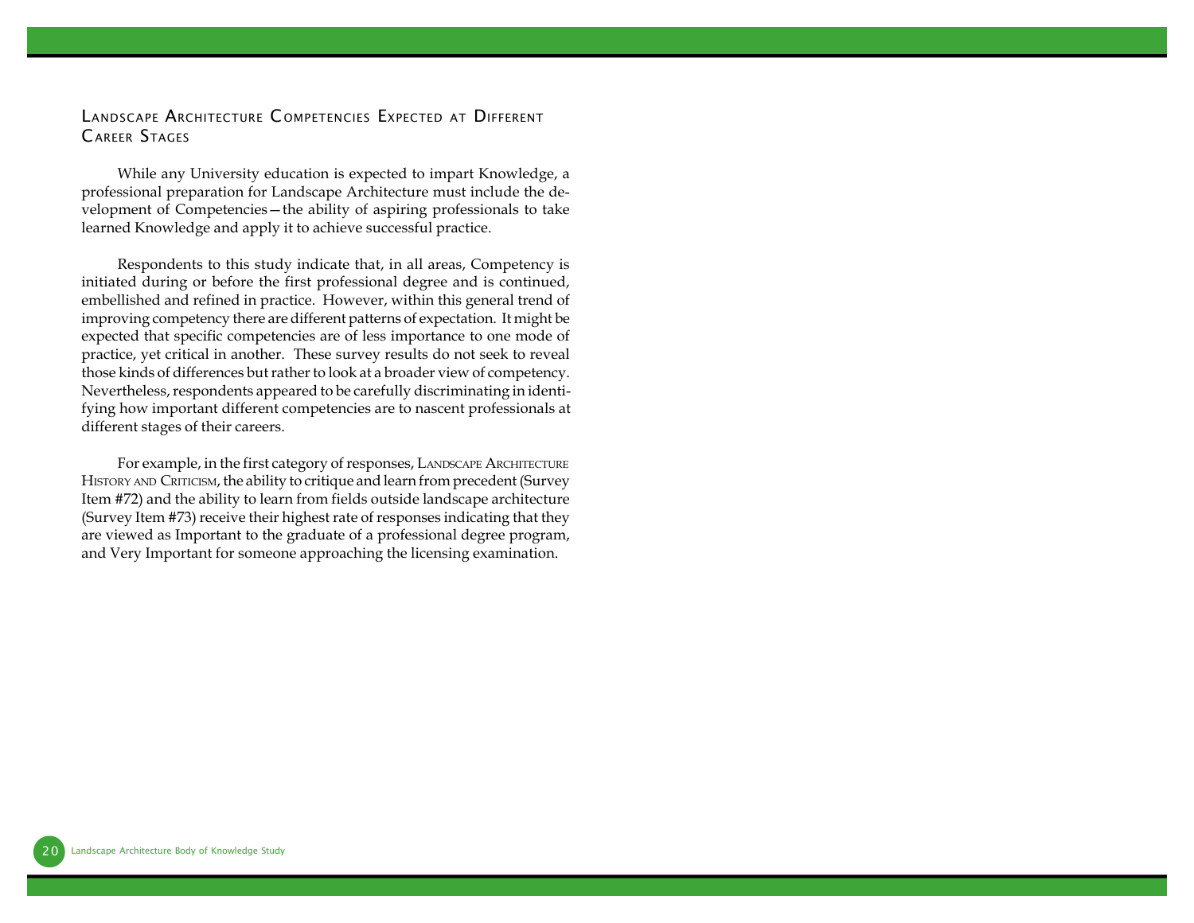## Landscape Architecture Competencies Expected at Different Career Stages

While any University education is expected to impart Knowledge, a professional preparation for Landscape Architecture must include the development of Competencies—the ability of aspiring professionals to take learned Knowledge and apply it to achieve successful practice.

Respondents to this study indicate that, in all areas, Competency is initiated during or before the first professional degree and is continued, embellished and refined in practice. However, within this general trend of improving competency there are different patterns of expectation. It might be expected that specific competencies are of less importance to one mode of practice, yet critical in another. These survey results do not seek to reveal those kinds of differences but rather to look at a broader view of competency. Nevertheless, respondents appeared to be carefully discriminating in identifying how important different competencies are to nascent professionals at different stages of their careers.

For example, in the first category of responses, Landscape Architecture History and Criticism, the ability to critique and learn from precedent (Survey Item #72) and the ability to learn from fields outside landscape architecture (Survey Item #73) receive their highest rate of responses indicating that they are viewed as Important to the graduate of a professional degree program, and Very Important for someone approaching the licensing examination.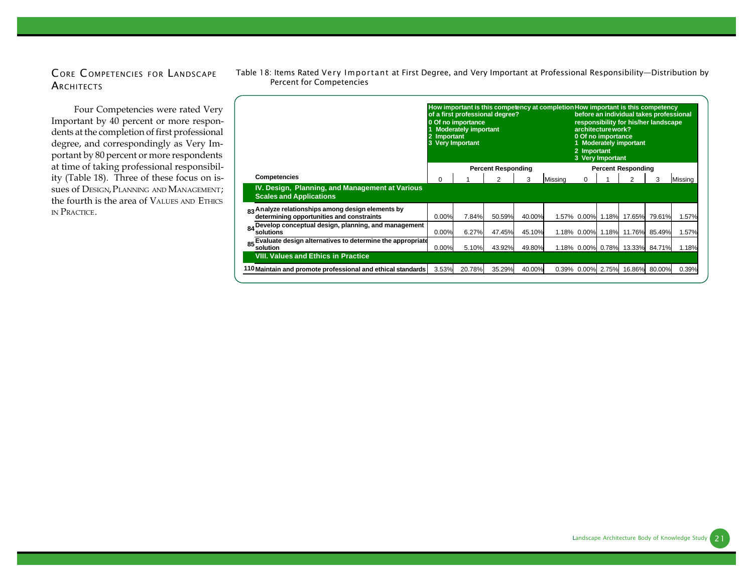## Core Competencies for Landscape Architects

Four Competencies were rated Very Important by 40 percent or more respondents at the completion of first professional degree, and correspondingly as Very Important by 80 percent or more respondents at time of taking professional responsibility (Table 18). Three of these focus on issues of Design, Planning and Management; the fourth is the area of Values and Ethics in Practice.

Table 18: Items Rated Very Important at First Degree, and Very Important at Professional Responsibility—Distribution by Percent for Competencies

| | Competencies | How important is this competency at completion of a first professional degree? 0 Of no importance 1 Moderately important 2 Important 3 Very Important | | | | | How important is this competency before an individual takes professional responsibility for his/her landscape architecture work? 0 Of no importance 1 Moderately important 2 Important 3 Very Important | | | | |
|---|---|---|---|---|---|---|---|---|---|---|---|
| | | Percent Responding | | | | | Percent Responding | | | | |
| | | 0 | 1 | 2 | 3 | Missing | 0 | 1 | 2 | 3 | Missing |
| | **IV. Design, Planning, and Management at Various Scales and Applications** | | | | | | | | | | |
| 83 | Analyze relationships among design elements by determining opportunities and constraints | 0.00% | 7.84% | 50.59% | 40.00% | 1.57% | 0.00% | 1.18% | 17.65% | 79.61% | 1.57% |
| 84 | Develop conceptual design, planning, and management solutions | 0.00% | 6.27% | 47.45% | 45.10% | 1.18% | 0.00% | 1.18% | 11.76% | 85.49% | 1.57% |
| 85 | Evaluate design alternatives to determine the appropriate solution | 0.00% | 5.10% | 43.92% | 49.80% | 1.18% | 0.00% | 0.78% | 13.33% | 84.71% | 1.18% |
| | **VIII. Values and Ethics in Practice** | | | | | | | | | | |
| 110 | Maintain and promote professional and ethical standards | 3.53% | 20.78% | 35.29% | 40.00% | 0.39% | 0.00% | 2.75% | 16.86% | 80.00% | 0.39% |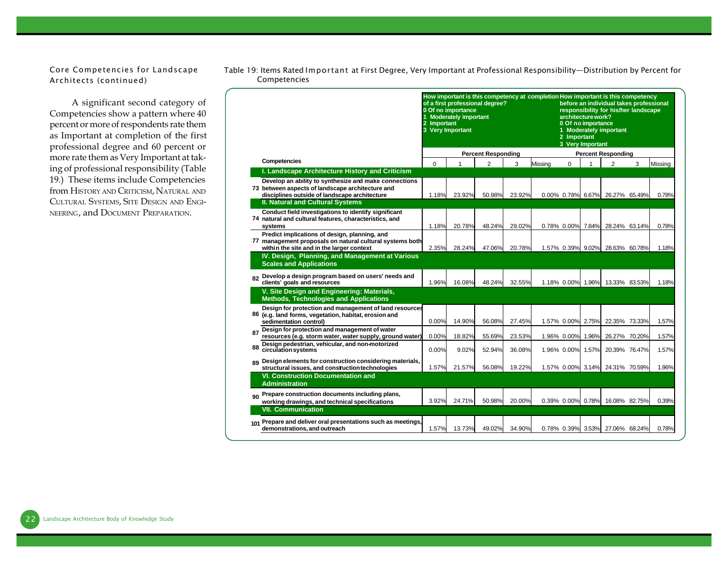Core Competencies for Landscape Architects (continued)

A significant second category of Competencies show a pattern where 40 percent or more of respondents rate them as Important at completion of the first professional degree and 60 percent or more rate them as Very Important at taking of professional responsibility (Table 19.) These items include Competencies from History and Criticism, Natural and Cultural Systems, Site Design and Engineering, and Document Preparation.

Table 19: Items Rated Important at First Degree, Very Important at Professional Responsibility—Distribution by Percent for Competencies

| | Competencies | How important is this competency at completion of a first professional degree? 0 Of no importance 1 Moderately important 2 Important 3 Very Important | | | | | How important is this competency before an individual takes professional responsibility for his/her landscape architecture work? 0 Of no importance 1 Moderately important 2 Important 3 Very Important | | | | |
|---|---|---|---|---|---|---|---|---|---|---|---|
| | | Percent Responding | | | | | Percent Responding | | | | |
| | | 0 | 1 | 2 | 3 | Missing | 0 | 1 | 2 | 3 | Missing |
| | **I. Landscape Architecture History and Criticism** | | | | | | | | | | |
| 73 | Develop an ability to synthesize and make connections between aspects of landscape architecture and disciplines outside of landscape architecture | 1.18% | 23.92% | 50.98% | 23.92% | 0.00% | 0.78% | 6.67% | 26.27% | 65.49% | 0.78% |
| | **II. Natural and Cultural Systems** | | | | | | | | | | |
| 74 | Conduct field investigations to identify significant natural and cultural features, characteristics, and systems | 1.18% | 20.78% | 48.24% | 29.02% | 0.78% | 0.00% | 7.84% | 28.24% | 63.14% | 0.78% |
| 77 | Predict implications of design, planning, and management proposals on natural cultural systems both within the site and in the larger context | 2.35% | 28.24% | 47.06% | 20.78% | 1.57% | 0.39% | 9.02% | 28.63% | 60.78% | 1.18% |
| | **IV. Design, Planning, and Management at Various Scales and Applications** | | | | | | | | | | |
| 82 | Develop a design program based on users' needs and clients' goals and resources | 1.96% | 16.08% | 48.24% | 32.55% | 1.18% | 0.00% | 1.96% | 13.33% | 83.53% | 1.18% |
| | **V. Site Design and Engineering: Materials, Methods, Technologies and Applications** | | | | | | | | | | |
| 86 | Design for protection and management of land resources (e.g. land forms, vegetation, habitat, erosion and sedimentation control) | 0.00% | 14.90% | 56.08% | 27.45% | 1.57% | 0.00% | 2.75% | 22.35% | 73.33% | 1.57% |
| 87 | Design for protection and management of water resources (e.g. storm water, water supply, ground water) | 0.00% | 18.82% | 55.69% | 23.53% | 1.96% | 0.00% | 1.96% | 26.27% | 70.20% | 1.57% |
| 88 | Design pedestrian, vehicular, and non-motorized circulation systems | 0.00% | 9.02% | 52.94% | 36.08% | 1.96% | 0.00% | 1.57% | 20.39% | 76.47% | 1.57% |
| 89 | Design elements for construction considering materials, structural issues, and construction technologies | 1.57% | 21.57% | 56.08% | 19.22% | 1.57% | 0.00% | 3.14% | 24.31% | 70.59% | 1.96% |
| | **VI. Construction Documentation and Administration** | | | | | | | | | | |
| 90 | Prepare construction documents including plans, working drawings, and technical specifications | 3.92% | 24.71% | 50.98% | 20.00% | 0.39% | 0.00% | 0.78% | 16.08% | 82.75% | 0.39% |
| | **VII. Communication** | | | | | | | | | | |
| 101 | Prepare and deliver oral presentations such as meetings, demonstrations, and outreach | 1.57% | 13.73% | 49.02% | 34.90% | 0.78% | 0.39% | 3.53% | 27.06% | 68.24% | 0.78% |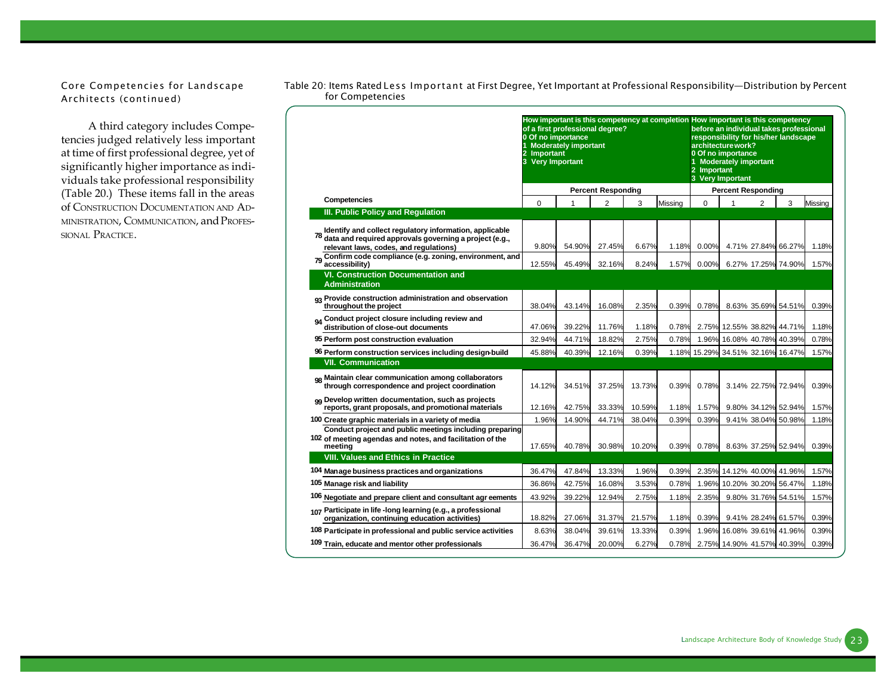## Core Competencies for Landscape Architects (continued)

A third category includes Competencies judged relatively less important at time of first professional degree, yet of significantly higher importance as individuals take professional responsibility (Table 20.) These items fall in the areas of Construction Documentation and Administration, Communication, and Professional Practice.

Table 20: Items Rated Less Important at First Degree, Yet Important at Professional Responsibility—Distribution by Percent for Competencies

| | Competencies | How important is this competency at completion of a first professional degree? 0 Of no importance 1 Moderately important 2 Important 3 Very Important | | | | | How important is this competency before an individual takes professional responsibility for his/her landscape architecture work? 0 Of no importance 1 Moderately important 2 Important 3 Very Important | | | | |
|---|---|---|---|---|---|---|---|---|---|---|---|
| | | Percent Responding | | | | | Percent Responding | | | | |
| | | 0 | 1 | 2 | 3 | Missing | 0 | 1 | 2 | 3 | Missing |
| | **III. Public Policy and Regulation** | | | | | | | | | | |
| 78 | Identify and collect regulatory information, applicable data and required approvals governing a project (e.g., relevant laws, codes, and regulations) | 9.80% | 54.90% | 27.45% | 6.67% | 1.18% | 0.00% | 4.71% | 27.84% | 66.27% | 1.18% |
| 79 | Confirm code compliance (e.g. zoning, environment, and accessibility) | 12.55% | 45.49% | 32.16% | 8.24% | 1.57% | 0.00% | 6.27% | 17.25% | 74.90% | 1.57% |
| | **VI. Construction Documentation and Administration** | | | | | | | | | | |
| 93 | Provide construction administration and observation throughout the project | 38.04% | 43.14% | 16.08% | 2.35% | 0.39% | 0.78% | 8.63% | 35.69% | 54.51% | 0.39% |
| 94 | Conduct project closure including review and distribution of close-out documents | 47.06% | 39.22% | 11.76% | 1.18% | 0.78% | 2.75% | 12.55% | 38.82% | 44.71% | 1.18% |
| 95 | Perform post construction evaluation | 32.94% | 44.71% | 18.82% | 2.75% | 0.78% | 1.96% | 16.08% | 40.78% | 40.39% | 0.78% |
| 96 | Perform construction services including design-build | 45.88% | 40.39% | 12.16% | 0.39% | 1.18% | 15.29% | 34.51% | 32.16% | 16.47% | 1.57% |
| | **VII. Communication** | | | | | | | | | | |
| 98 | Maintain clear communication among collaborators through correspondence and project coordination | 14.12% | 34.51% | 37.25% | 13.73% | 0.39% | 0.78% | 3.14% | 22.75% | 72.94% | 0.39% |
| 99 | Develop written documentation, such as projects reports, grant proposals, and promotional materials | 12.16% | 42.75% | 33.33% | 10.59% | 1.18% | 1.57% | 9.80% | 34.12% | 52.94% | 1.57% |
| 100 | Create graphic materials in a variety of media | 1.96% | 14.90% | 44.71% | 38.04% | 0.39% | 0.39% | 9.41% | 38.04% | 50.98% | 1.18% |
| 102 | Conduct project and public meetings including preparing of meeting agendas and notes, and facilitation of the meeting | 17.65% | 40.78% | 30.98% | 10.20% | 0.39% | 0.78% | 8.63% | 37.25% | 52.94% | 0.39% |
| | **VIII. Values and Ethics in Practice** | | | | | | | | | | |
| 104 | Manage business practices and organizations | 36.47% | 47.84% | 13.33% | 1.96% | 0.39% | 2.35% | 14.12% | 40.00% | 41.96% | 1.57% |
| 105 | Manage risk and liability | 36.86% | 42.75% | 16.08% | 3.53% | 0.78% | 1.96% | 10.20% | 30.20% | 56.47% | 1.18% |
| 106 | Negotiate and prepare client and consultant agreements | 43.92% | 39.22% | 12.94% | 2.75% | 1.18% | 2.35% | 9.80% | 31.76% | 54.51% | 1.57% |
| 107 | Participate in life-long learning (e.g., a professional organization, continuing education activities) | 18.82% | 27.06% | 31.37% | 21.57% | 1.18% | 0.39% | 9.41% | 28.24% | 61.57% | 0.39% |
| 108 | Participate in professional and public service activities | 8.63% | 38.04% | 39.61% | 13.33% | 0.39% | 1.96% | 16.08% | 39.61% | 41.96% | 0.39% |
| 109 | Train, educate and mentor other professionals | 36.47% | 36.47% | 20.00% | 6.27% | 0.78% | 2.75% | 14.90% | 41.57% | 40.39% | 0.39% |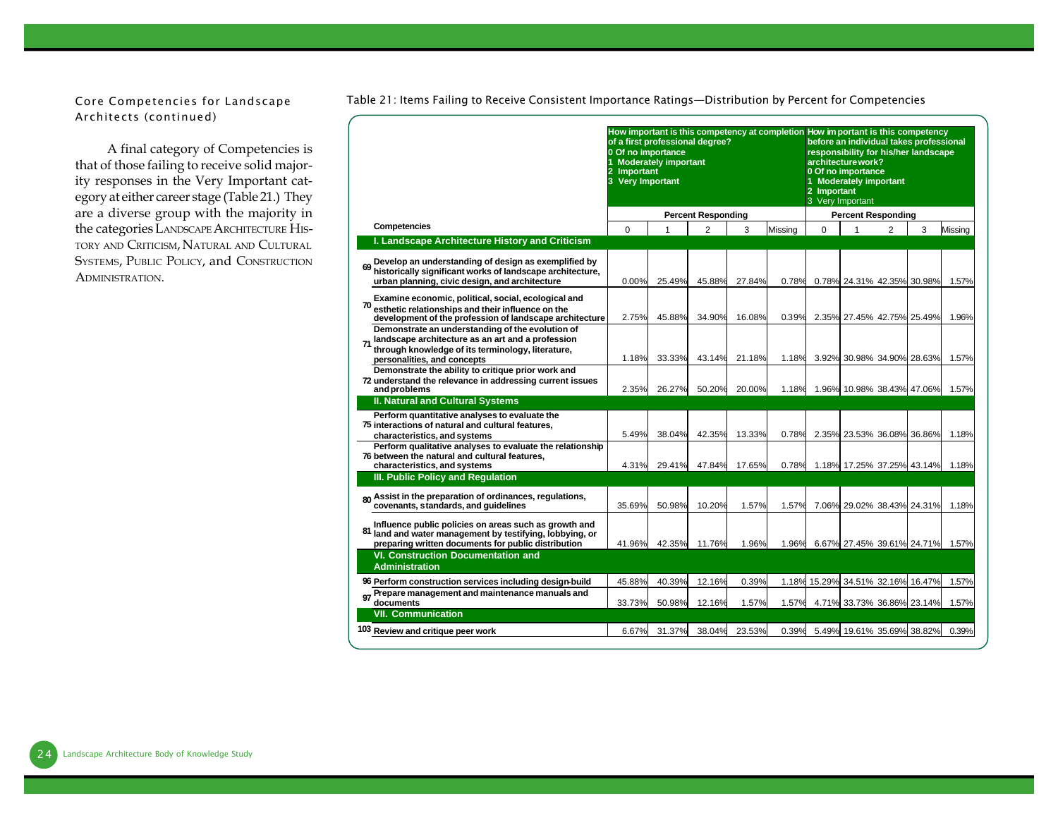## Core Competencies for Landscape Architects (continued)

A final category of Competencies is that of those failing to receive solid majority responses in the Very Important category at either career stage (Table 21.) They are a diverse group with the majority in the categories Landscape Architecture History and Criticism, Natural and Cultural Systems, Public Policy, and Construction Administration.

Table 21: Items Failing to Receive Consistent Importance Ratings—Distribution by Percent for Competencies

| | Competencies | How important is this competency at completion of a first professional degree? 0 Of no importance 1 Moderately important 2 Important 3 Very Important | | | | | How important is this competency before an individual takes professional responsibility for his/her landscape architecture work? 0 Of no importance 1 Moderately important 2 Important 3 Very Important | | | | |
|---|---|---|---|---|---|---|---|---|---|---|---|
| | | Percent Responding | | | | | Percent Responding | | | | |
| | | 0 | 1 | 2 | 3 | Missing | 0 | 1 | 2 | 3 | Missing |
| | **I. Landscape Architecture History and Criticism** | | | | | | | | | | |
| 69 | Develop an understanding of design as exemplified by historically significant works of landscape architecture, urban planning, civic design, and architecture | 0.00% | 25.49% | 45.88% | 27.84% | 0.78% | 0.78% | 24.31% | 42.35% | 30.98% | 1.57% |
| 70 | Examine economic, political, social, ecological and esthetic relationships and their influence on the development of the profession of landscape architecture | 2.75% | 45.88% | 34.90% | 16.08% | 0.39% | 2.35% | 27.45% | 42.75% | 25.49% | 1.96% |
| 71 | Demonstrate an understanding of the evolution of landscape architecture as an art and a profession through knowledge of its terminology, literature, personalities, and concepts | 1.18% | 33.33% | 43.14% | 21.18% | 1.18% | 3.92% | 30.98% | 34.90% | 28.63% | 1.57% |
| 72 | Demonstrate the ability to critique prior work and understand the relevance in addressing current issues and problems | 2.35% | 26.27% | 50.20% | 20.00% | 1.18% | 1.96% | 10.98% | 38.43% | 47.06% | 1.57% |
| | **II. Natural and Cultural Systems** | | | | | | | | | | |
| 75 | Perform quantitative analyses to evaluate the interactions of natural and cultural features, characteristics, and systems | 5.49% | 38.04% | 42.35% | 13.33% | 0.78% | 2.35% | 23.53% | 36.08% | 36.86% | 1.18% |
| 76 | Perform qualitative analyses to evaluate the relationship between the natural and cultural features, characteristics, and systems | 4.31% | 29.41% | 47.84% | 17.65% | 0.78% | 1.18% | 17.25% | 37.25% | 43.14% | 1.18% |
| | **III. Public Policy and Regulation** | | | | | | | | | | |
| 80 | Assist in the preparation of ordinances, regulations, covenants, standards, and guidelines | 35.69% | 50.98% | 10.20% | 1.57% | 1.57% | 7.06% | 29.02% | 38.43% | 24.31% | 1.18% |
| 81 | Influence public policies on areas such as growth and land and water management by testifying, lobbying, or preparing written documents for public distribution | 41.96% | 42.35% | 11.76% | 1.96% | 1.96% | 6.67% | 27.45% | 39.61% | 24.71% | 1.57% |
| | **VI. Construction Documentation and Administration** | | | | | | | | | | |
| 96 | Perform construction services including design-build | 45.88% | 40.39% | 12.16% | 0.39% | 1.18% | 15.29% | 34.51% | 32.16% | 16.47% | 1.57% |
| 97 | Prepare management and maintenance manuals and documents | 33.73% | 50.98% | 12.16% | 1.57% | 1.57% | 4.71% | 33.73% | 36.86% | 23.14% | 1.57% |
| | **VII. Communication** | | | | | | | | | | |
| 103 | Review and critique peer work | 6.67% | 31.37% | 38.04% | 23.53% | 0.39% | 5.49% | 19.61% | 35.69% | 38.82% | 0.39% |